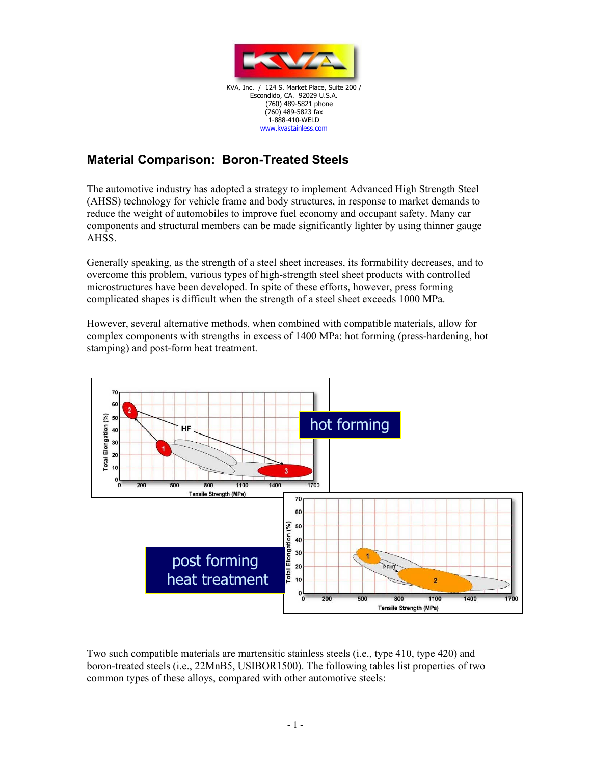KVA, Inc. / 124 S. Market Place, Suite 200 /
Escondido, CA. 92029 U.S.A.
(760) 489-5821 phone
(760) 489-5823 fax
1-888-410-WELD
www.kvastainless.com

## Material Comparison: Boron-Treated Steels

The automotive industry has adopted a strategy to implement Advanced High Strength Steel (AHSS) technology for vehicle frame and body structures, in response to market demands to reduce the weight of automobiles to improve fuel economy and occupant safety. Many car components and structural members can be made significantly lighter by using thinner gauge AHSS.

Generally speaking, as the strength of a steel sheet increases, its formability decreases, and to overcome this problem, various types of high-strength steel sheet products with controlled microstructures have been developed. In spite of these efforts, however, press forming complicated shapes is difficult when the strength of a steel sheet exceeds 1000 MPa.

However, several alternative methods, when combined with compatible materials, allow for complex components with strengths in excess of 1400 MPa: hot forming (press-hardening, hot stamping) and post-form heat treatment.

Two such compatible materials are martensitic stainless steels (i.e., type 410, type 420) and boron-treated steels (i.e., 22MnB5, USIBOR1500). The following tables list properties of two common types of these alloys, compared with other automotive steels: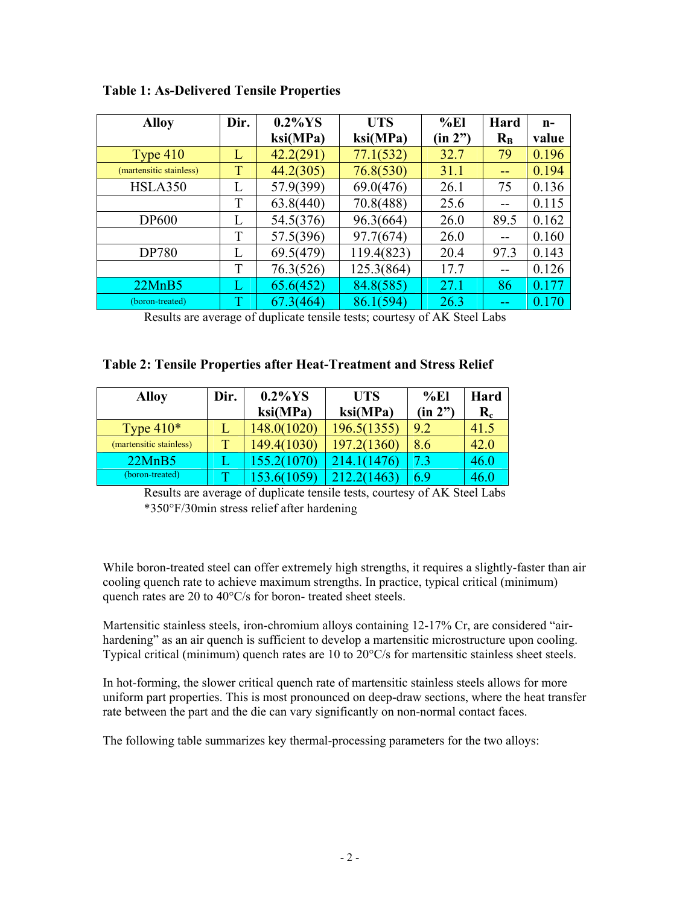**Table 1: As-Delivered Tensile Properties**

| Alloy | Dir. | 0.2%YS ksi(MPa) | UTS ksi(MPa) | %El (in 2") | Hard $R_B$ | n-value |
|---|---|---|---|---|---|---|
| Type 410 | L | 42.2(291) | 77.1(532) | 32.7 | 79 | 0.196 |
| (martensitic stainless) | T | 44.2(305) | 76.8(530) | 31.1 | -- | 0.194 |
| HSLA350 | L | 57.9(399) | 69.0(476) | 26.1 | 75 | 0.136 |
| | T | 63.8(440) | 70.8(488) | 25.6 | -- | 0.115 |
| DP600 | L | 54.5(376) | 96.3(664) | 26.0 | 89.5 | 0.162 |
| | T | 57.5(396) | 97.7(674) | 26.0 | -- | 0.160 |
| DP780 | L | 69.5(479) | 119.4(823) | 20.4 | 97.3 | 0.143 |
| | T | 76.3(526) | 125.3(864) | 17.7 | -- | 0.126 |
| 22MnB5 | L | 65.6(452) | 84.8(585) | 27.1 | 86 | 0.177 |
| (boron-treated) | T | 67.3(464) | 86.1(594) | 26.3 | -- | 0.170 |

Results are average of duplicate tensile tests; courtesy of AK Steel Labs

**Table 2: Tensile Properties after Heat-Treatment and Stress Relief**

| Alloy | Dir. | 0.2%YS ksi(MPa) | UTS ksi(MPa) | %El (in 2") | Hard $R_c$ |
|---|---|---|---|---|---|
| Type 410* | L | 148.0(1020) | 196.5(1355) | 9.2 | 41.5 |
| (martensitic stainless) | T | 149.4(1030) | 197.2(1360) | 8.6 | 42.0 |
| 22MnB5 | L | 155.2(1070) | 214.1(1476) | 7.3 | 46.0 |
| (boron-treated) | T | 153.6(1059) | 212.2(1463) | 6.9 | 46.0 |

Results are average of duplicate tensile tests, courtesy of AK Steel Labs
*350°F/30min stress relief after hardening

While boron-treated steel can offer extremely high strengths, it requires a slightly-faster than air cooling quench rate to achieve maximum strengths. In practice, typical critical (minimum) quench rates are 20 to 40°C/s for boron- treated sheet steels.

Martensitic stainless steels, iron-chromium alloys containing 12-17% Cr, are considered "air-hardening" as an air quench is sufficient to develop a martensitic microstructure upon cooling. Typical critical (minimum) quench rates are 10 to 20°C/s for martensitic stainless sheet steels.

In hot-forming, the slower critical quench rate of martensitic stainless steels allows for more uniform part properties. This is most pronounced on deep-draw sections, where the heat transfer rate between the part and the die can vary significantly on non-normal contact faces.

The following table summarizes key thermal-processing parameters for the two alloys: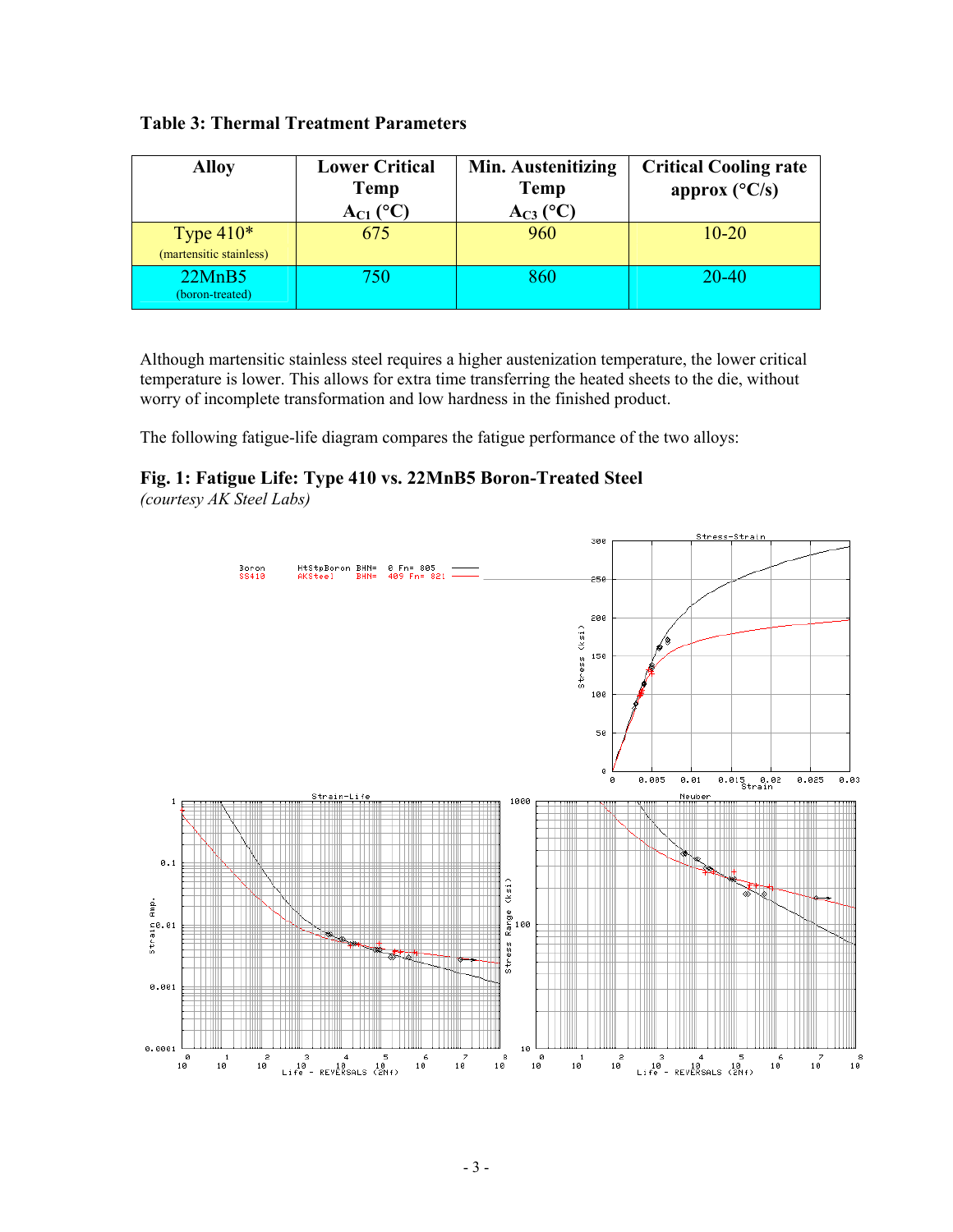**Table 3: Thermal Treatment Parameters**

| Alloy | Lower Critical Temp $A_{C1}$ (°C) | Min. Austenitizing Temp $A_{C3}$ (°C) | Critical Cooling rate approx (°C/s) |
|---|---|---|---|
| Type 410* (martensitic stainless) | 675 | 960 | 10-20 |
| 22MnB5 (boron-treated) | 750 | 860 | 20-40 |

Although martensitic stainless steel requires a higher austenization temperature, the lower critical temperature is lower. This allows for extra time transferring the heated sheets to the die, without worry of incomplete transformation and low hardness in the finished product.

The following fatigue-life diagram compares the fatigue performance of the two alloys:

**Fig. 1: Fatigue Life: Type 410 vs. 22MnB5 Boron-Treated Steel**

*(courtesy AK Steel Labs)*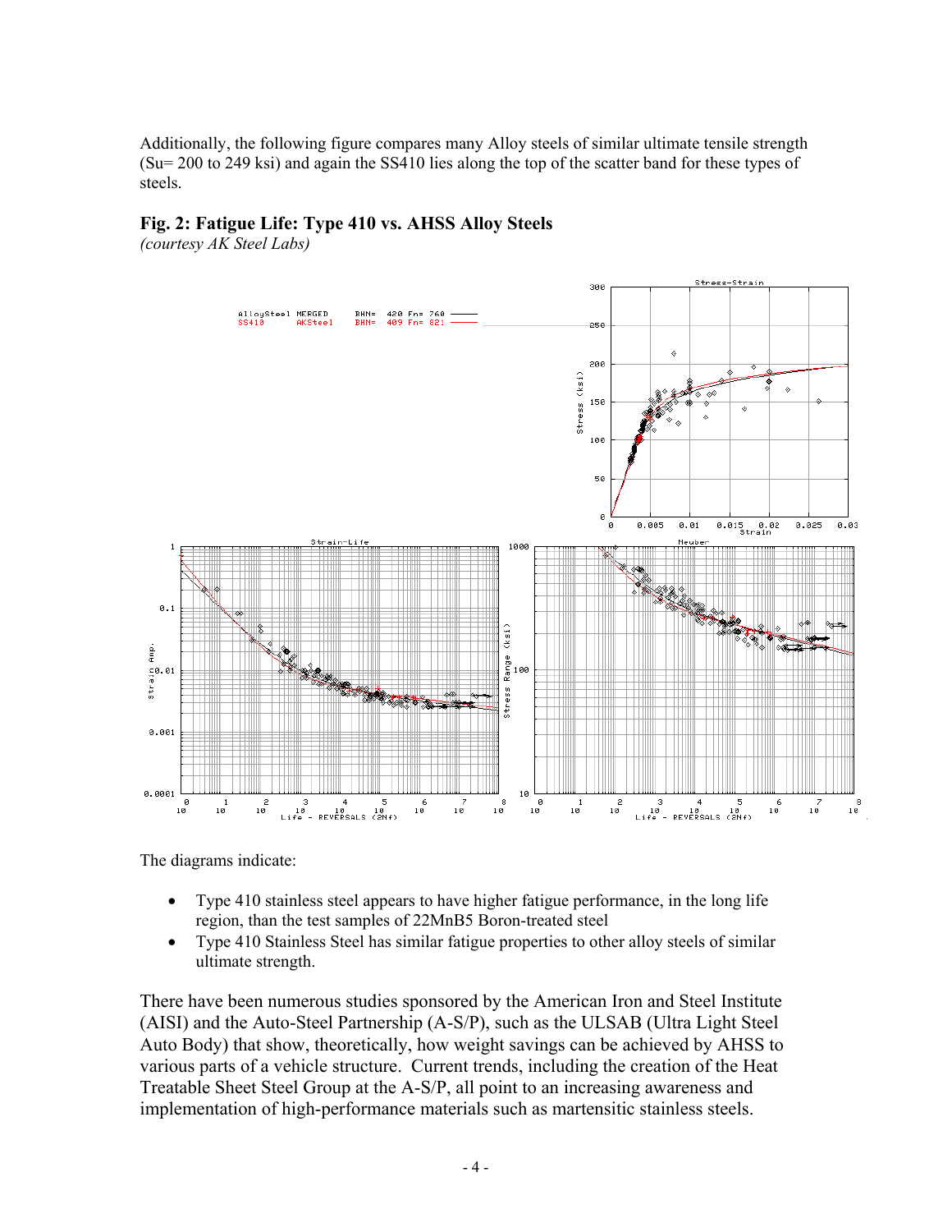Additionally, the following figure compares many Alloy steels of similar ultimate tensile strength (Su= 200 to 249 ksi) and again the SS410 lies along the top of the scatter band for these types of steels.

**Fig. 2: Fatigue Life: Type 410 vs. AHSS Alloy Steels**
*(courtesy AK Steel Labs)*

AlloySteel MERGED BHN= 420 Fn= 760
SS410 AKSteel BHN= 409 Fn= 821

Stress-Strain
Stress (ksi)
Strain

Strain-Life
Strain Amp.
Life - REVERSALS (2Nf)

Neuber
Stress Range (ksi)
Life - REVERSALS (2Nf)

The diagrams indicate:

- Type 410 stainless steel appears to have higher fatigue performance, in the long life region, than the test samples of 22MnB5 Boron-treated steel
- Type 410 Stainless Steel has similar fatigue properties to other alloy steels of similar ultimate strength.

There have been numerous studies sponsored by the American Iron and Steel Institute (AISI) and the Auto-Steel Partnership (A-S/P), such as the ULSAB (Ultra Light Steel Auto Body) that show, theoretically, how weight savings can be achieved by AHSS to various parts of a vehicle structure. Current trends, including the creation of the Heat Treatable Sheet Steel Group at the A-S/P, all point to an increasing awareness and implementation of high-performance materials such as martensitic stainless steels.